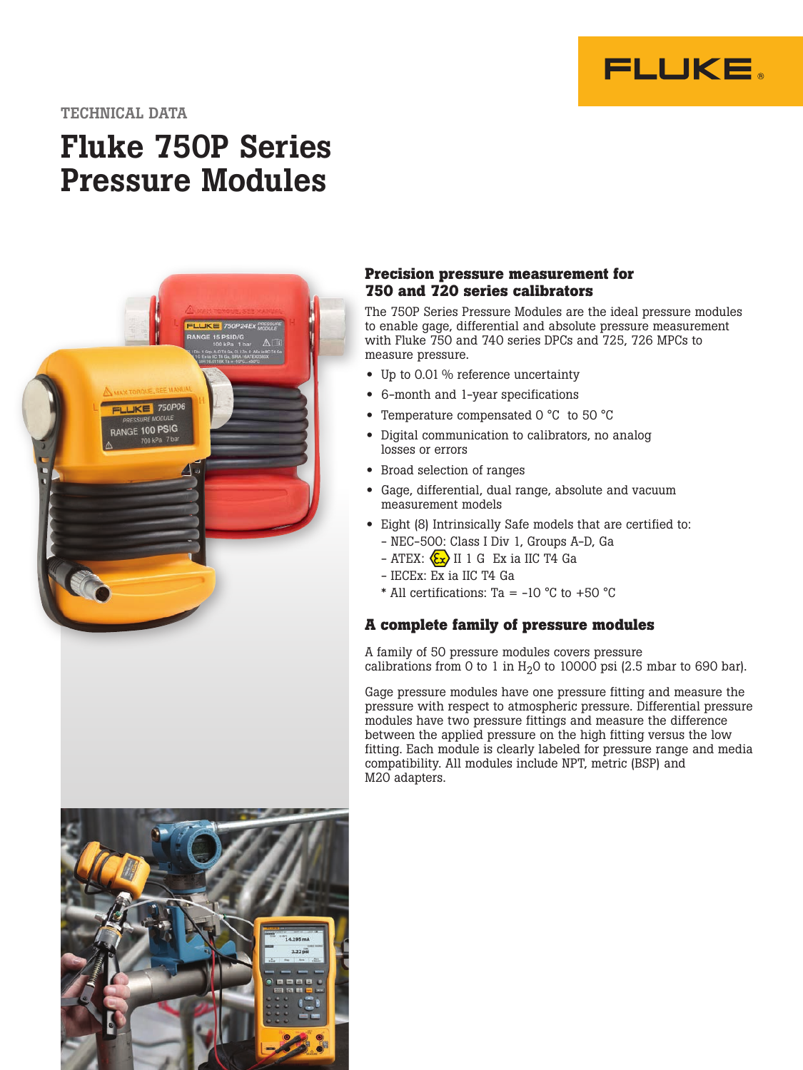TECHNICAL DATA

# Fluke 750P Series Pressure Modules

### Precision pressure measurement for 750 and 720 series calibrators

The 750P Series Pressure Modules are the ideal pressure modules to enable gage, differential and absolute pressure measurement with Fluke 750 and 740 series DPCs and 725, 726 MPCs to measure pressure.

- Up to 0.01 % reference uncertainty
- 6-month and 1-year specifications
- Temperature compensated 0 °C to 50 °C
- Digital communication to calibrators, no analog losses or errors
- Broad selection of ranges
- Gage, differential, dual range, absolute and vacuum measurement models
- Eight (8) Intrinsically Safe models that are certified to:
  - NEC-500: Class I Div 1, Groups A-D, Ga
  - ATEX: Ex II 1 G Ex ia IIC T4 Ga
  - IECEx: Ex ia IIC T4 Ga
  - * All certifications: Ta = -10 °C to +50 °C

### A complete family of pressure modules

A family of 50 pressure modules covers pressure calibrations from 0 to 1 in $H_2O$ to 10000 psi (2.5 mbar to 690 bar).

Gage pressure modules have one pressure fitting and measure the pressure with respect to atmospheric pressure. Differential pressure modules have two pressure fittings and measure the difference between the applied pressure on the high fitting versus the low fitting. Each module is clearly labeled for pressure range and media compatibility. All modules include NPT, metric (BSP) and M20 adapters.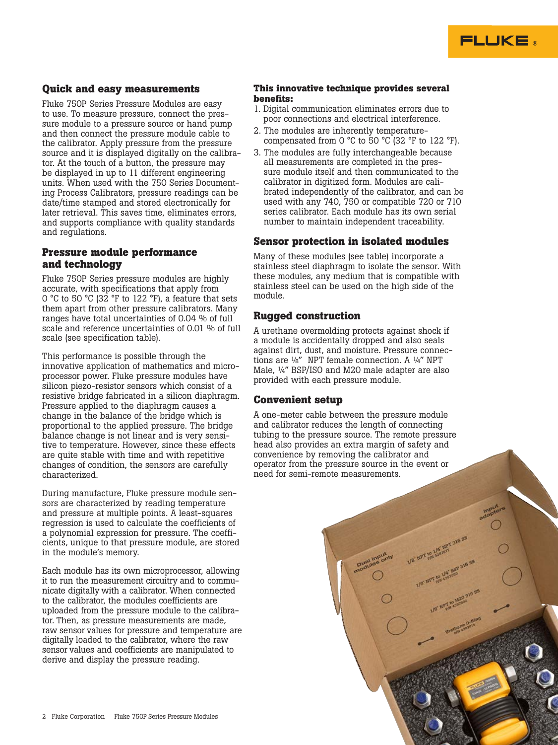## Quick and easy measurements

Fluke 750P Series Pressure Modules are easy to use. To measure pressure, connect the pressure module to a pressure source or hand pump and then connect the pressure module cable to the calibrator. Apply pressure from the pressure source and it is displayed digitally on the calibrator. At the touch of a button, the pressure may be displayed in up to 11 different engineering units. When used with the 750 Series Documenting Process Calibrators, pressure readings can be date/time stamped and stored electronically for later retrieval. This saves time, eliminates errors, and supports compliance with quality standards and regulations.

## Pressure module performance and technology

Fluke 750P Series pressure modules are highly accurate, with specifications that apply from 0 °C to 50 °C (32 °F to 122 °F), a feature that sets them apart from other pressure calibrators. Many ranges have total uncertainties of 0.04 % of full scale and reference uncertainties of 0.01 % of full scale (see specification table).

This performance is possible through the innovative application of mathematics and microprocessor power. Fluke pressure modules have silicon piezo-resistor sensors which consist of a resistive bridge fabricated in a silicon diaphragm. Pressure applied to the diaphragm causes a change in the balance of the bridge which is proportional to the applied pressure. The bridge balance change is not linear and is very sensitive to temperature. However, since these effects are quite stable with time and with repetitive changes of condition, the sensors are carefully characterized.

During manufacture, Fluke pressure module sensors are characterized by reading temperature and pressure at multiple points. A least-squares regression is used to calculate the coefficients of a polynomial expression for pressure. The coefficients, unique to that pressure module, are stored in the module's memory.

Each module has its own microprocessor, allowing it to run the measurement circuitry and to communicate digitally with a calibrator. When connected to the calibrator, the modules coefficients are uploaded from the pressure module to the calibrator. Then, as pressure measurements are made, raw sensor values for pressure and temperature are digitally loaded to the calibrator, where the raw sensor values and coefficients are manipulated to derive and display the pressure reading.

**This innovative technique provides several benefits:**

1. Digital communication eliminates errors due to poor connections and electrical interference.
2. The modules are inherently temperature-compensated from 0 °C to 50 °C (32 °F to 122 °F).
3. The modules are fully interchangeable because all measurements are completed in the pressure module itself and then communicated to the calibrator in digitized form. Modules are calibrated independently of the calibrator, and can be used with any 740, 750 or compatible 720 or 710 series calibrator. Each module has its own serial number to maintain independent traceability.

## Sensor protection in isolated modules

Many of these modules (see table) incorporate a stainless steel diaphragm to isolate the sensor. With these modules, any medium that is compatible with stainless steel can be used on the high side of the module.

## Rugged construction

A urethane overmolding protects against shock if a module is accidentally dropped and also seals against dirt, dust, and moisture. Pressure connections are ⅛" NPT female connection. A ¼" NPT Male, ¼" BSP/ISO and M20 male adapter are also provided with each pressure module.

## Convenient setup

A one-meter cable between the pressure module and calibrator reduces the length of connecting tubing to the pressure source. The remote pressure head also provides an extra margin of safety and convenience by removing the calibrator and operator from the pressure source in the event or need for semi-remote measurements.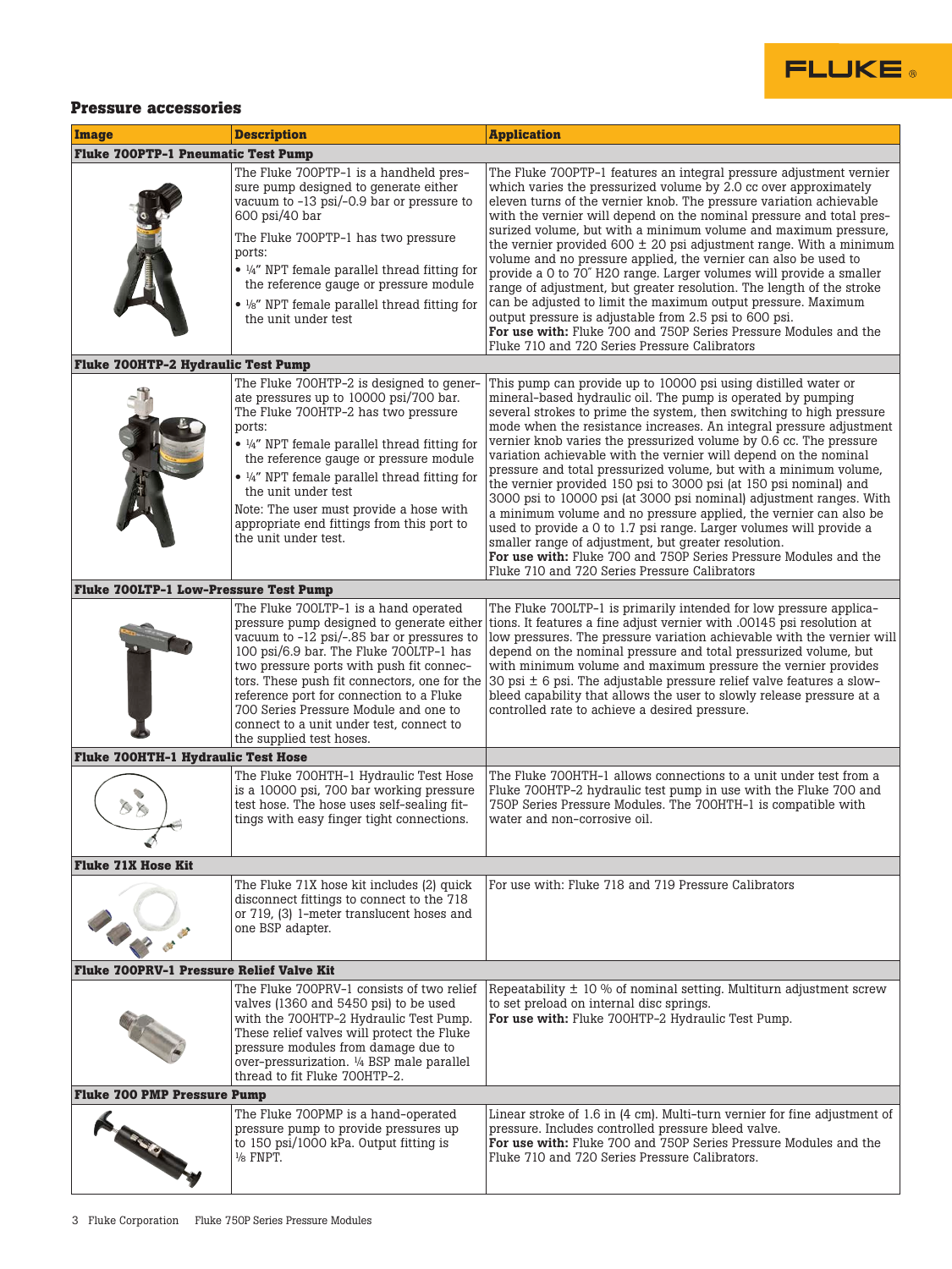## Pressure accessories

| Image | Description | Application |
|---|---|---|
| **Fluke 700PTP-1 Pneumatic Test Pump** | | |
| | The Fluke 700PTP-1 is a handheld pressure pump designed to generate either vacuum to -13 psi/-0.9 bar or pressure to 600 psi/40 bar<br><br>The Fluke 700PTP-1 has two pressure ports:<br>• ¼" NPT female parallel thread fitting for the reference gauge or pressure module<br>• ⅛" NPT female parallel thread fitting for the unit under test | The Fluke 700PTP-1 features an integral pressure adjustment vernier which varies the pressurized volume by 2.0 cc over approximately eleven turns of the vernier knob. The pressure variation achievable with the vernier will depend on the nominal pressure and total pressurized volume, but with a minimum volume and maximum pressure, the vernier provided 600 ± 20 psi adjustment range. With a minimum volume and no pressure applied, the vernier can also be used to provide a 0 to 70" H20 range. Larger volumes will provide a smaller range of adjustment, but greater resolution. The length of the stroke can be adjusted to limit the maximum output pressure. Maximum output pressure is adjustable from 2.5 psi to 600 psi.<br>**For use with:** Fluke 700 and 750P Series Pressure Modules and the Fluke 710 and 720 Series Pressure Calibrators |
| **Fluke 700HTP-2 Hydraulic Test Pump** | | |
| | The Fluke 700HTP-2 is designed to generate pressures up to 10000 psi/700 bar. The Fluke 700HTP-2 has two pressure ports:<br>• ¼" NPT female parallel thread fitting for the reference gauge or pressure module<br>• ¼" NPT female parallel thread fitting for the unit under test<br><br>Note: The user must provide a hose with appropriate end fittings from this port to the unit under test. | This pump can provide up to 10000 psi using distilled water or mineral-based hydraulic oil. The pump is operated by pumping several strokes to prime the system, then switching to high pressure mode when the resistance increases. An integral pressure adjustment vernier knob varies the pressurized volume by 0.6 cc. The pressure variation achievable with the vernier will depend on the nominal pressure and total pressurized volume, but with a minimum volume, the vernier provided 150 psi to 3000 psi (at 150 psi nominal) and 3000 psi to 10000 psi (at 3000 psi nominal) adjustment ranges. With a minimum volume and no pressure applied, the vernier can also be used to provide a 0 to 1.7 psi range. Larger volumes will provide a smaller range of adjustment, but greater resolution.<br>**For use with:** Fluke 700 and 750P Series Pressure Modules and the Fluke 710 and 720 Series Pressure Calibrators |
| **Fluke 700LTP-1 Low-Pressure Test Pump** | | |
| | The Fluke 700LTP-1 is a hand operated pressure pump designed to generate either vacuum to -12 psi/-.85 bar or pressures to 100 psi/6.9 bar. The Fluke 700LTP-1 has two pressure ports with push fit connectors. These push fit connectors, one for the reference port for connection to a Fluke 700 Series Pressure Module and one to connect to a unit under test, connect to the supplied test hoses. | The Fluke 700LTP-1 is primarily intended for low pressure applications. It features a fine adjust vernier with .00145 psi resolution at low pressures. The pressure variation achievable with the vernier will depend on the nominal pressure and total pressurized volume, but with minimum volume and maximum pressure the vernier provides 30 psi ± 6 psi. The adjustable pressure relief valve features a slow-bleed capability that allows the user to slowly release pressure at a controlled rate to achieve a desired pressure. |
| **Fluke 700HTH-1 Hydraulic Test Hose** | | |
| | The Fluke 700HTH-1 Hydraulic Test Hose is a 10000 psi, 700 bar working pressure test hose. The hose uses self-sealing fittings with easy finger tight connections. | The Fluke 700HTH-1 allows connections to a unit under test from a Fluke 700HTP-2 hydraulic test pump in use with the Fluke 700 and 750P Series Pressure Modules. The 700HTH-1 is compatible with water and non-corrosive oil. |
| **Fluke 71X Hose Kit** | | |
| | The Fluke 71X hose kit includes (2) quick disconnect fittings to connect to the 718 or 719, (3) 1-meter translucent hoses and one BSP adapter. | For use with: Fluke 718 and 719 Pressure Calibrators |
| **Fluke 700PRV-1 Pressure Relief Valve Kit** | | |
| | The Fluke 700PRV-1 consists of two relief valves (1360 and 5450 psi) to be used with the 700HTP-2 Hydraulic Test Pump. These relief valves will protect the Fluke pressure modules from damage due to over-pressurization. ¼ BSP male parallel thread to fit Fluke 700HTP-2. | Repeatability ± 10 % of nominal setting. Multiturn adjustment screw to set preload on internal disc springs.<br>**For use with:** Fluke 700HTP-2 Hydraulic Test Pump. |
| **Fluke 700 PMP Pressure Pump** | | |
| | The Fluke 700PMP is a hand-operated pressure pump to provide pressures up to 150 psi/1000 kPa. Output fitting is ⅛ FNPT. | Linear stroke of 1.6 in (4 cm). Multi-turn vernier for fine adjustment of pressure. Includes controlled pressure bleed valve.<br>**For use with:** Fluke 700 and 750P Series Pressure Modules and the Fluke 710 and 720 Series Pressure Calibrators. |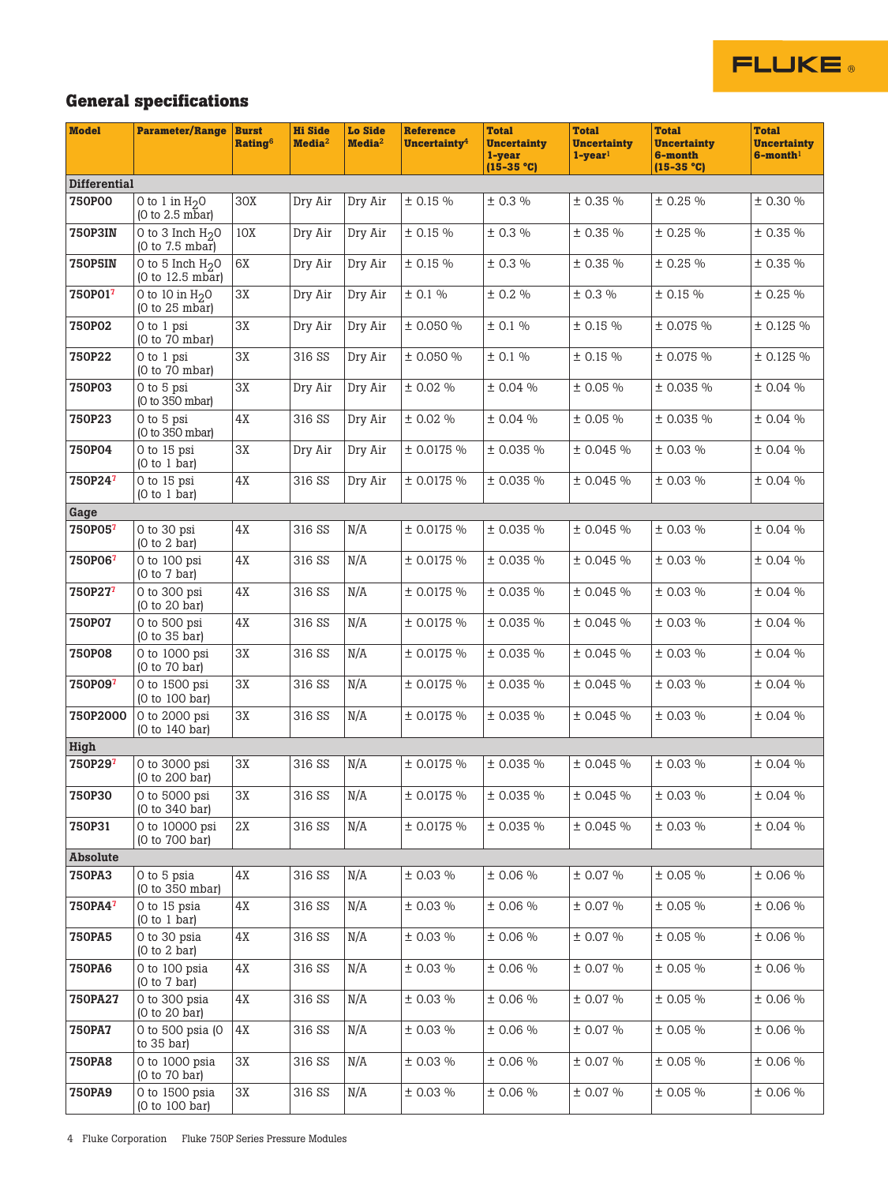## General specifications

| Model | Parameter/Range | Burst Rating[6] | Hi Side Media[2] | Lo Side Media[2] | Reference Uncertainty[4] | Total Uncertainty 1-year (15-35 °C) | Total Uncertainty 1-year[1] | Total Uncertainty 6-month (15-35 °C) | Total Uncertainty 6-month[1] |
|---|---|---|---|---|---|---|---|---|---|
| **Differential** | | | | | | | | | |
| **750P00** | 0 to 1 in $H_2O$ (0 to 2.5 mbar) | 30X | Dry Air | Dry Air | ± 0.15 % | ± 0.3 % | ± 0.35 % | ± 0.25 % | ± 0.30 % |
| **750P3IN** | 0 to 3 Inch $H_2O$ (0 to 7.5 mbar) | 10X | Dry Air | Dry Air | ± 0.15 % | ± 0.3 % | ± 0.35 % | ± 0.25 % | ± 0.35 % |
| **750P5IN** | 0 to 5 Inch $H_2O$ (0 to 12.5 mbar) | 6X | Dry Air | Dry Air | ± 0.15 % | ± 0.3 % | ± 0.35 % | ± 0.25 % | ± 0.35 % |
| **750P01**[7] | 0 to 10 in $H_2O$ (0 to 25 mbar) | 3X | Dry Air | Dry Air | ± 0.1 % | ± 0.2 % | ± 0.3 % | ± 0.15 % | ± 0.25 % |
| **750P02** | 0 to 1 psi (0 to 70 mbar) | 3X | Dry Air | Dry Air | ± 0.050 % | ± 0.1 % | ± 0.15 % | ± 0.075 % | ± 0.125 % |
| **750P22** | 0 to 1 psi (0 to 70 mbar) | 3X | 316 SS | Dry Air | ± 0.050 % | ± 0.1 % | ± 0.15 % | ± 0.075 % | ± 0.125 % |
| **750P03** | 0 to 5 psi (0 to 350 mbar) | 3X | Dry Air | Dry Air | ± 0.02 % | ± 0.04 % | ± 0.05 % | ± 0.035 % | ± 0.04 % |
| **750P23** | 0 to 5 psi (0 to 350 mbar) | 4X | 316 SS | Dry Air | ± 0.02 % | ± 0.04 % | ± 0.05 % | ± 0.035 % | ± 0.04 % |
| **750P04** | 0 to 15 psi (0 to 1 bar) | 3X | Dry Air | Dry Air | ± 0.0175 % | ± 0.035 % | ± 0.045 % | ± 0.03 % | ± 0.04 % |
| **750P24**[7] | 0 to 15 psi (0 to 1 bar) | 4X | 316 SS | Dry Air | ± 0.0175 % | ± 0.035 % | ± 0.045 % | ± 0.03 % | ± 0.04 % |
| **Gage** | | | | | | | | | |
| **750P05**[7] | 0 to 30 psi (0 to 2 bar) | 4X | 316 SS | N/A | ± 0.0175 % | ± 0.035 % | ± 0.045 % | ± 0.03 % | ± 0.04 % |
| **750P06**[7] | 0 to 100 psi (0 to 7 bar) | 4X | 316 SS | N/A | ± 0.0175 % | ± 0.035 % | ± 0.045 % | ± 0.03 % | ± 0.04 % |
| **750P27**[7] | 0 to 300 psi (0 to 20 bar) | 4X | 316 SS | N/A | ± 0.0175 % | ± 0.035 % | ± 0.045 % | ± 0.03 % | ± 0.04 % |
| **750P07** | 0 to 500 psi (0 to 35 bar) | 4X | 316 SS | N/A | ± 0.0175 % | ± 0.035 % | ± 0.045 % | ± 0.03 % | ± 0.04 % |
| **750P08** | 0 to 1000 psi (0 to 70 bar) | 3X | 316 SS | N/A | ± 0.0175 % | ± 0.035 % | ± 0.045 % | ± 0.03 % | ± 0.04 % |
| **750P09**[7] | 0 to 1500 psi (0 to 100 bar) | 3X | 316 SS | N/A | ± 0.0175 % | ± 0.035 % | ± 0.045 % | ± 0.03 % | ± 0.04 % |
| **750P2000** | 0 to 2000 psi (0 to 140 bar) | 3X | 316 SS | N/A | ± 0.0175 % | ± 0.035 % | ± 0.045 % | ± 0.03 % | ± 0.04 % |
| **High** | | | | | | | | | |
| **750P29**[7] | 0 to 3000 psi (0 to 200 bar) | 3X | 316 SS | N/A | ± 0.0175 % | ± 0.035 % | ± 0.045 % | ± 0.03 % | ± 0.04 % |
| **750P30** | 0 to 5000 psi (0 to 340 bar) | 3X | 316 SS | N/A | ± 0.0175 % | ± 0.035 % | ± 0.045 % | ± 0.03 % | ± 0.04 % |
| **750P31** | 0 to 10000 psi (0 to 700 bar) | 2X | 316 SS | N/A | ± 0.0175 % | ± 0.035 % | ± 0.045 % | ± 0.03 % | ± 0.04 % |
| **Absolute** | | | | | | | | | |
| **750PA3** | 0 to 5 psia (0 to 350 mbar) | 4X | 316 SS | N/A | ± 0.03 % | ± 0.06 % | ± 0.07 % | ± 0.05 % | ± 0.06 % |
| **750PA4**[7] | 0 to 15 psia (0 to 1 bar) | 4X | 316 SS | N/A | ± 0.03 % | ± 0.06 % | ± 0.07 % | ± 0.05 % | ± 0.06 % |
| **750PA5** | 0 to 30 psia (0 to 2 bar) | 4X | 316 SS | N/A | ± 0.03 % | ± 0.06 % | ± 0.07 % | ± 0.05 % | ± 0.06 % |
| **750PA6** | 0 to 100 psia (0 to 7 bar) | 4X | 316 SS | N/A | ± 0.03 % | ± 0.06 % | ± 0.07 % | ± 0.05 % | ± 0.06 % |
| **750PA27** | 0 to 300 psia (0 to 20 bar) | 4X | 316 SS | N/A | ± 0.03 % | ± 0.06 % | ± 0.07 % | ± 0.05 % | ± 0.06 % |
| **750PA7** | 0 to 500 psia (0 to 35 bar) | 4X | 316 SS | N/A | ± 0.03 % | ± 0.06 % | ± 0.07 % | ± 0.05 % | ± 0.06 % |
| **750PA8** | 0 to 1000 psia (0 to 70 bar) | 3X | 316 SS | N/A | ± 0.03 % | ± 0.06 % | ± 0.07 % | ± 0.05 % | ± 0.06 % |
| **750PA9** | 0 to 1500 psia (0 to 100 bar) | 3X | 316 SS | N/A | ± 0.03 % | ± 0.06 % | ± 0.07 % | ± 0.05 % | ± 0.06 % |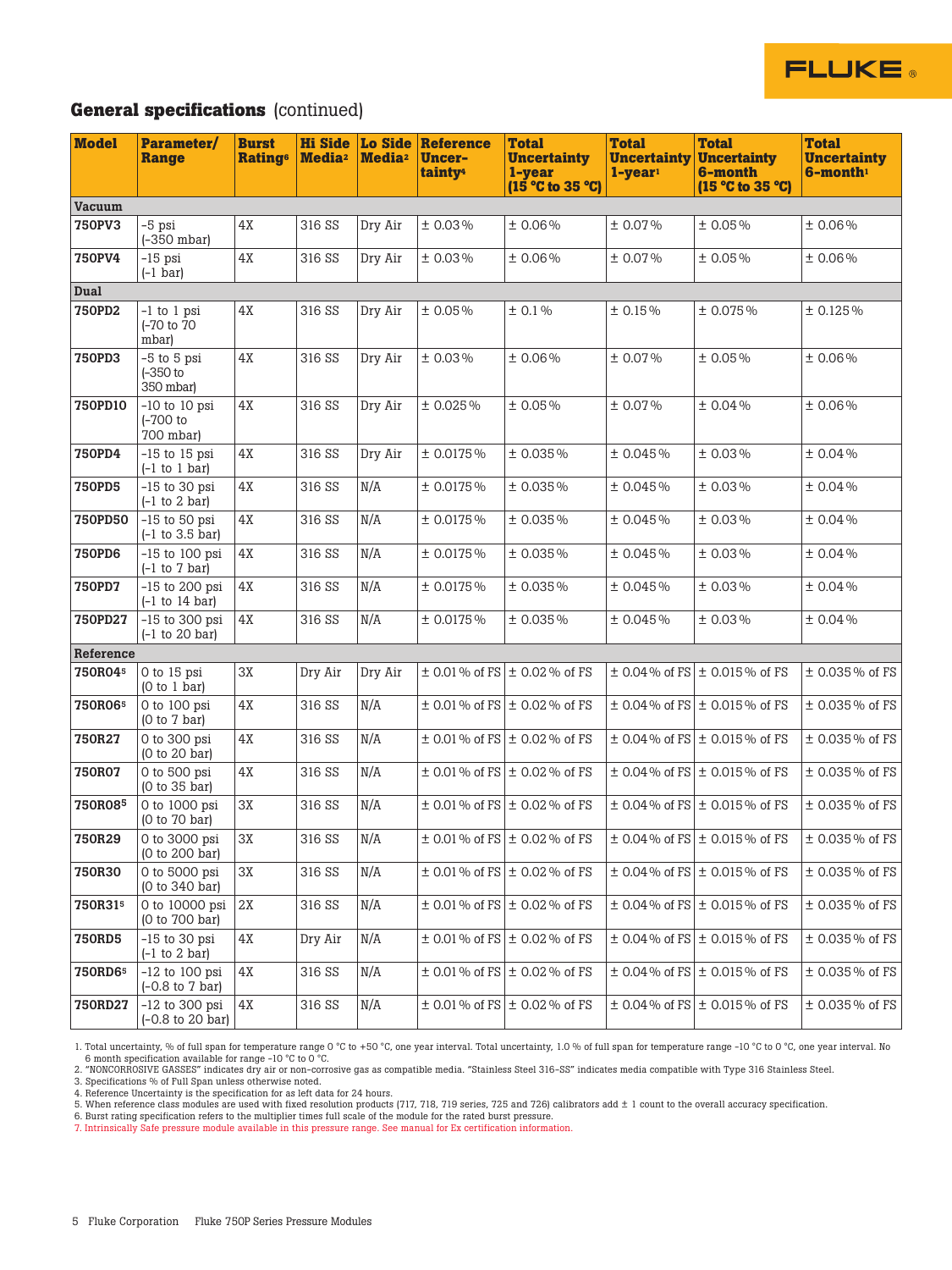## General specifications (continued)

| Model | Parameter/ Range | Burst Rating[6] | Hi Side Media[2] | Lo Side Media[2] | Reference Uncer-tainty[4] | Total Uncertainty 1-year (15 °C to 35 °C) | Total Uncertainty 1-year[1] | Total Uncertainty 6-month (15 °C to 35 °C) | Total Uncertainty 6-month[1] |
|---|---|---|---|---|---|---|---|---|---|
| **Vacuum** | | | | | | | | | |
| **750PV3** | -5 psi (-350 mbar) | 4X | 316 SS | Dry Air | ± 0.03 % | ± 0.06 % | ± 0.07 % | ± 0.05 % | ± 0.06 % |
| **750PV4** | -15 psi (-1 bar) | 4X | 316 SS | Dry Air | ± 0.03 % | ± 0.06 % | ± 0.07 % | ± 0.05 % | ± 0.06 % |
| **Dual** | | | | | | | | | |
| **750PD2** | -1 to 1 psi (-70 to 70 mbar) | 4X | 316 SS | Dry Air | ± 0.05 % | ± 0.1 % | ± 0.15 % | ± 0.075 % | ± 0.125 % |
| **750PD3** | -5 to 5 psi (-350 to 350 mbar) | 4X | 316 SS | Dry Air | ± 0.03 % | ± 0.06 % | ± 0.07 % | ± 0.05 % | ± 0.06 % |
| **750PD10** | -10 to 10 psi (-700 to 700 mbar) | 4X | 316 SS | Dry Air | ± 0.025 % | ± 0.05 % | ± 0.07 % | ± 0.04 % | ± 0.06 % |
| **750PD4** | -15 to 15 psi (-1 to 1 bar) | 4X | 316 SS | Dry Air | ± 0.0175 % | ± 0.035 % | ± 0.045 % | ± 0.03 % | ± 0.04 % |
| **750PD5** | -15 to 30 psi (-1 to 2 bar) | 4X | 316 SS | N/A | ± 0.0175 % | ± 0.035 % | ± 0.045 % | ± 0.03 % | ± 0.04 % |
| **750PD50** | -15 to 50 psi (-1 to 3.5 bar) | 4X | 316 SS | N/A | ± 0.0175 % | ± 0.035 % | ± 0.045 % | ± 0.03 % | ± 0.04 % |
| **750PD6** | -15 to 100 psi (-1 to 7 bar) | 4X | 316 SS | N/A | ± 0.0175 % | ± 0.035 % | ± 0.045 % | ± 0.03 % | ± 0.04 % |
| **750PD7** | -15 to 200 psi (-1 to 14 bar) | 4X | 316 SS | N/A | ± 0.0175 % | ± 0.035 % | ± 0.045 % | ± 0.03 % | ± 0.04 % |
| **750PD27** | -15 to 300 psi (-1 to 20 bar) | 4X | 316 SS | N/A | ± 0.0175 % | ± 0.035 % | ± 0.045 % | ± 0.03 % | ± 0.04 % |
| **Reference** | | | | | | | | | |
| **750R04**[5] | 0 to 15 psi (0 to 1 bar) | 3X | Dry Air | Dry Air | ± 0.01 % of FS | ± 0.02 % of FS | ± 0.04 % of FS | ± 0.015 % of FS | ± 0.035 % of FS |
| **750R06**[5] | 0 to 100 psi (0 to 7 bar) | 4X | 316 SS | N/A | ± 0.01 % of FS | ± 0.02 % of FS | ± 0.04 % of FS | ± 0.015 % of FS | ± 0.035 % of FS |
| **750R27** | 0 to 300 psi (0 to 20 bar) | 4X | 316 SS | N/A | ± 0.01 % of FS | ± 0.02 % of FS | ± 0.04 % of FS | ± 0.015 % of FS | ± 0.035 % of FS |
| **750R07** | 0 to 500 psi (0 to 35 bar) | 4X | 316 SS | N/A | ± 0.01 % of FS | ± 0.02 % of FS | ± 0.04 % of FS | ± 0.015 % of FS | ± 0.035 % of FS |
| **750R08**[5] | 0 to 1000 psi (0 to 70 bar) | 3X | 316 SS | N/A | ± 0.01 % of FS | ± 0.02 % of FS | ± 0.04 % of FS | ± 0.015 % of FS | ± 0.035 % of FS |
| **750R29** | 0 to 3000 psi (0 to 200 bar) | 3X | 316 SS | N/A | ± 0.01 % of FS | ± 0.02 % of FS | ± 0.04 % of FS | ± 0.015 % of FS | ± 0.035 % of FS |
| **750R30** | 0 to 5000 psi (0 to 340 bar) | 3X | 316 SS | N/A | ± 0.01 % of FS | ± 0.02 % of FS | ± 0.04 % of FS | ± 0.015 % of FS | ± 0.035 % of FS |
| **750R31**[5] | 0 to 10000 psi (0 to 700 bar) | 2X | 316 SS | N/A | ± 0.01 % of FS | ± 0.02 % of FS | ± 0.04 % of FS | ± 0.015 % of FS | ± 0.035 % of FS |
| **750RD5** | -15 to 30 psi (-1 to 2 bar) | 4X | Dry Air | N/A | ± 0.01 % of FS | ± 0.02 % of FS | ± 0.04 % of FS | ± 0.015 % of FS | ± 0.035 % of FS |
| **750RD6**[5] | -12 to 100 psi (-0.8 to 7 bar) | 4X | 316 SS | N/A | ± 0.01 % of FS | ± 0.02 % of FS | ± 0.04 % of FS | ± 0.015 % of FS | ± 0.035 % of FS |
| **750RD27** | -12 to 300 psi (-0.8 to 20 bar) | 4X | 316 SS | N/A | ± 0.01 % of FS | ± 0.02 % of FS | ± 0.04 % of FS | ± 0.015 % of FS | ± 0.035 % of FS |

1. Total uncertainty, % of full span for temperature range 0 °C to +50 °C, one year interval. Total uncertainty, 1.0 % of full span for temperature range -10 °C to 0 °C, one year interval. No 6 month specification available for range -10 °C to 0 °C.
2. "NONCORROSIVE GASSES" indicates dry air or non-corrosive gas as compatible media. "Stainless Steel 316-SS" indicates media compatible with Type 316 Stainless Steel.
3. Specifications % of Full Span unless otherwise noted.
4. Reference Uncertainty is the specification for as left data for 24 hours.
5. When reference class modules are used with fixed resolution products (717, 718, 719 series, 725 and 726) calibrators add ± 1 count to the overall accuracy specification.
6. Burst rating specification refers to the multiplier times full scale of the module for the rated burst pressure.
7. Intrinsically Safe pressure module available in this pressure range. See manual for Ex certification information.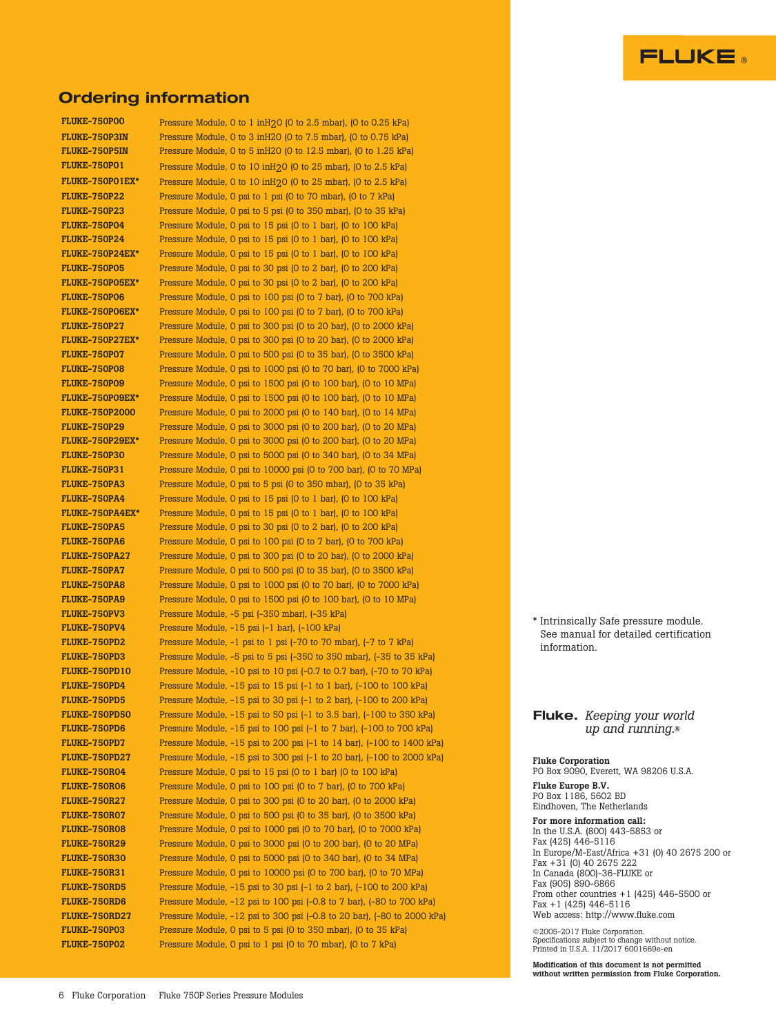## Ordering information

| | |
|---|---|
| **FLUKE-750P00** | Pressure Module, 0 to 1 inH2O (0 to 2.5 mbar), (0 to 0.25 kPa) |
| **FLUKE-750P3IN** | Pressure Module, 0 to 3 inH20 (0 to 7.5 mbar), (0 to 0.75 kPa) |
| **FLUKE-750P5IN** | Pressure Module, 0 to 5 inH20 (0 to 12.5 mbar), (0 to 1.25 kPa) |
| **FLUKE-750P01** | Pressure Module, 0 to 10 inH2O (0 to 25 mbar), (0 to 2.5 kPa) |
| **FLUKE-750P01EX*** | Pressure Module, 0 to 10 inH2O (0 to 25 mbar), (0 to 2.5 kPa) |
| **FLUKE-750P22** | Pressure Module, 0 psi to 1 psi (0 to 70 mbar), (0 to 7 kPa) |
| **FLUKE-750P23** | Pressure Module, 0 psi to 5 psi (0 to 350 mbar), (0 to 35 kPa) |
| **FLUKE-750P04** | Pressure Module, 0 psi to 15 psi (0 to 1 bar), (0 to 100 kPa) |
| **FLUKE-750P24** | Pressure Module, 0 psi to 15 psi (0 to 1 bar), (0 to 100 kPa) |
| **FLUKE-750P24EX*** | Pressure Module, 0 psi to 15 psi (0 to 1 bar), (0 to 100 kPa) |
| **FLUKE-750P05** | Pressure Module, 0 psi to 30 psi (0 to 2 bar), (0 to 200 kPa) |
| **FLUKE-750P05EX*** | Pressure Module, 0 psi to 30 psi (0 to 2 bar), (0 to 200 kPa) |
| **FLUKE-750P06** | Pressure Module, 0 psi to 100 psi (0 to 7 bar), (0 to 700 kPa) |
| **FLUKE-750P06EX*** | Pressure Module, 0 psi to 100 psi (0 to 7 bar), (0 to 700 kPa) |
| **FLUKE-750P27** | Pressure Module, 0 psi to 300 psi (0 to 20 bar), (0 to 2000 kPa) |
| **FLUKE-750P27EX*** | Pressure Module, 0 psi to 300 psi (0 to 20 bar), (0 to 2000 kPa) |
| **FLUKE-750P07** | Pressure Module, 0 psi to 500 psi (0 to 35 bar), (0 to 3500 kPa) |
| **FLUKE-750P08** | Pressure Module, 0 psi to 1000 psi (0 to 70 bar), (0 to 7000 kPa) |
| **FLUKE-750P09** | Pressure Module, 0 psi to 1500 psi (0 to 100 bar), (0 to 10 MPa) |
| **FLUKE-750P09EX*** | Pressure Module, 0 psi to 1500 psi (0 to 100 bar), (0 to 10 MPa) |
| **FLUKE-750P2000** | Pressure Module, 0 psi to 2000 psi (0 to 140 bar), (0 to 14 MPa) |
| **FLUKE-750P29** | Pressure Module, 0 psi to 3000 psi (0 to 200 bar), (0 to 20 MPa) |
| **FLUKE-750P29EX*** | Pressure Module, 0 psi to 3000 psi (0 to 200 bar), (0 to 20 MPa) |
| **FLUKE-750P30** | Pressure Module, 0 psi to 5000 psi (0 to 340 bar), (0 to 34 MPa) |
| **FLUKE-750P31** | Pressure Module, 0 psi to 10000 psi (0 to 700 bar), (0 to 70 MPa) |
| **FLUKE-750PA3** | Pressure Module, 0 psi to 5 psi (0 to 350 mbar), (0 to 35 kPa) |
| **FLUKE-750PA4** | Pressure Module, 0 psi to 15 psi (0 to 1 bar), (0 to 100 kPa) |
| **FLUKE-750PA4EX*** | Pressure Module, 0 psi to 15 psi (0 to 1 bar), (0 to 100 kPa) |
| **FLUKE-750PA5** | Pressure Module, 0 psi to 30 psi (0 to 2 bar), (0 to 200 kPa) |
| **FLUKE-750PA6** | Pressure Module, 0 psi to 100 psi (0 to 7 bar), (0 to 700 kPa) |
| **FLUKE-750PA27** | Pressure Module, 0 psi to 300 psi (0 to 20 bar), (0 to 2000 kPa) |
| **FLUKE-750PA7** | Pressure Module, 0 psi to 500 psi (0 to 35 bar), (0 to 3500 kPa) |
| **FLUKE-750PA8** | Pressure Module, 0 psi to 1000 psi (0 to 70 bar), (0 to 7000 kPa) |
| **FLUKE-750PA9** | Pressure Module, 0 psi to 1500 psi (0 to 100 bar), (0 to 10 MPa) |
| **FLUKE-750PV3** | Pressure Module, -5 psi (-350 mbar), (-35 kPa) |
| **FLUKE-750PV4** | Pressure Module, -15 psi (-1 bar), (-100 kPa) |
| **FLUKE-750PD2** | Pressure Module, -1 psi to 1 psi (-70 to 70 mbar), (-7 to 7 kPa) |
| **FLUKE-750PD3** | Pressure Module, -5 psi to 5 psi (-350 to 350 mbar), (-35 to 35 kPa) |
| **FLUKE-750PD10** | Pressure Module, -10 psi to 10 psi (-0.7 to 0.7 bar), (-70 to 70 kPa) |
| **FLUKE-750PD4** | Pressure Module, -15 psi to 15 psi (-1 to 1 bar), (-100 to 100 kPa) |
| **FLUKE-750PD5** | Pressure Module, -15 psi to 30 psi (-1 to 2 bar), (-100 to 200 kPa) |
| **FLUKE-750PD50** | Pressure Module, -15 psi to 50 psi (-1 to 3.5 bar), (-100 to 350 kPa) |
| **FLUKE-750PD6** | Pressure Module, -15 psi to 100 psi (-1 to 7 bar), (-100 to 700 kPa) |
| **FLUKE-750PD7** | Pressure Module, -15 psi to 200 psi (-1 to 14 bar), (-100 to 1400 kPa) |
| **FLUKE-750PD27** | Pressure Module, -15 psi to 300 psi (-1 to 20 bar), (-100 to 2000 kPa) |
| **FLUKE-750R04** | Pressure Module, 0 psi to 15 psi (0 to 1 bar) (0 to 100 kPa) |
| **FLUKE-750R06** | Pressure Module, 0 psi to 100 psi (0 to 7 bar), (0 to 700 kPa) |
| **FLUKE-750R27** | Pressure Module, 0 psi to 300 psi (0 to 20 bar), (0 to 2000 kPa) |
| **FLUKE-750R07** | Pressure Module, 0 psi to 500 psi (0 to 35 bar), (0 to 3500 kPa) |
| **FLUKE-750R08** | Pressure Module, 0 psi to 1000 psi (0 to 70 bar), (0 to 7000 kPa) |
| **FLUKE-750R29** | Pressure Module, 0 psi to 3000 psi (0 to 200 bar), (0 to 20 MPa) |
| **FLUKE-750R30** | Pressure Module, 0 psi to 5000 psi (0 to 340 bar), (0 to 34 MPa) |
| **FLUKE-750R31** | Pressure Module, 0 psi to 10000 psi (0 to 700 bar), (0 to 70 MPa) |
| **FLUKE-750RD5** | Pressure Module, -15 psi to 30 psi (-1 to 2 bar), (-100 to 200 kPa) |
| **FLUKE-750RD6** | Pressure Module, -12 psi to 100 psi (-0.8 to 7 bar), (-80 to 700 kPa) |
| **FLUKE-750RD27** | Pressure Module, -12 psi to 300 psi (-0.8 to 20 bar), (-80 to 2000 kPa) |
| **FLUKE-750P03** | Pressure Module, 0 psi to 5 psi (0 to 350 mbar), (0 to 35 kPa) |
| **FLUKE-750P02** | Pressure Module, 0 psi to 1 psi (0 to 70 mbar), (0 to 7 kPa) |

* Intrinsically Safe pressure module. See manual for detailed certification information.

**Fluke.** *Keeping your world up and running.®*

**Fluke Corporation**
PO Box 9090, Everett, WA 98206 U.S.A.

**Fluke Europe B.V.**
PO Box 1186, 5602 BD
Eindhoven, The Netherlands

**For more information call:**
In the U.S.A. (800) 443-5853 or
Fax (425) 446-5116
In Europe/M-East/Africa +31 (0) 40 2675 200 or
Fax +31 (0) 40 2675 222
In Canada (800)-36-FLUKE or
Fax (905) 890-6866
From other countries +1 (425) 446-5500 or
Fax +1 (425) 446-5116
Web access: http://www.fluke.com

©2005-2017 Fluke Corporation.
Specifications subject to change without notice.
Printed in U.S.A. 11/2017 6001669e-en

**Modification of this document is not permitted without written permission from Fluke Corporation.**